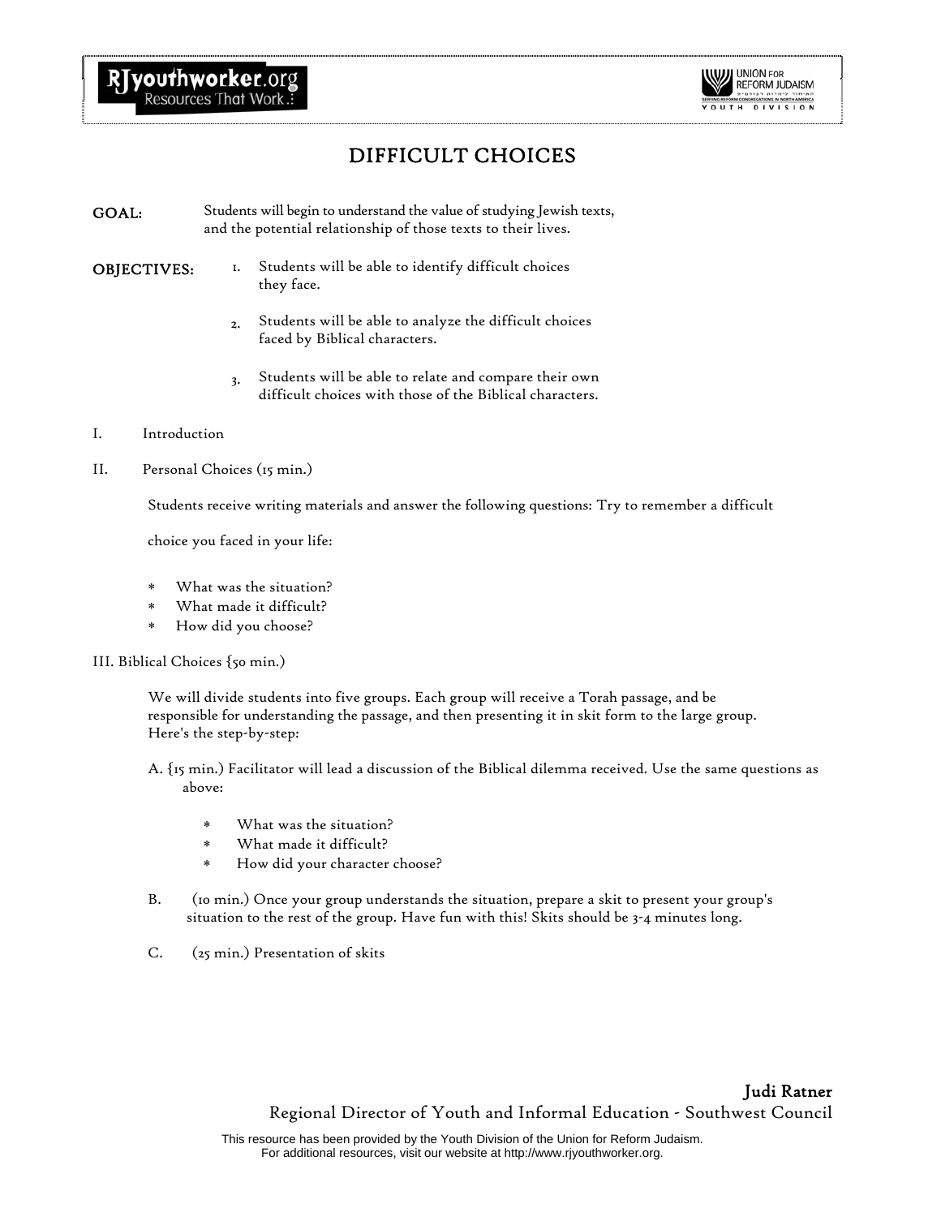# DIFFICULT CHOICES

**GOAL:** Students will begin to understand the value of studying Jewish texts, and the potential relationship of those texts to their lives.

**OBJECTIVES:**

1. Students will be able to identify difficult choices they face.
2. Students will be able to analyze the difficult choices faced by Biblical characters.
3. Students will be able to relate and compare their own difficult choices with those of the Biblical characters.

I. Introduction

II. Personal Choices (15 min.)

Students receive writing materials and answer the following questions: Try to remember a difficult choice you faced in your life:

* What was the situation?
* What made it difficult?
* How did you choose?

III. Biblical Choices {50 min.)

We will divide students into five groups. Each group will receive a Torah passage, and be responsible for understanding the passage, and then presenting it in skit form to the large group. Here's the step-by-step:

A. {15 min.) Facilitator will lead a discussion of the Biblical dilemma received. Use the same questions as above:

* What was the situation?
* What made it difficult?
* How did your character choose?

B. (10 min.) Once your group understands the situation, prepare a skit to present your group's situation to the rest of the group. Have fun with this! Skits should be 3-4 minutes long.

C. (25 min.) Presentation of skits

**Judi Ratner**
Regional Director of Youth and Informal Education - Southwest Council

This resource has been provided by the Youth Division of the Union for Reform Judaism. For additional resources, visit our website at http://www.rjyouthworker.org.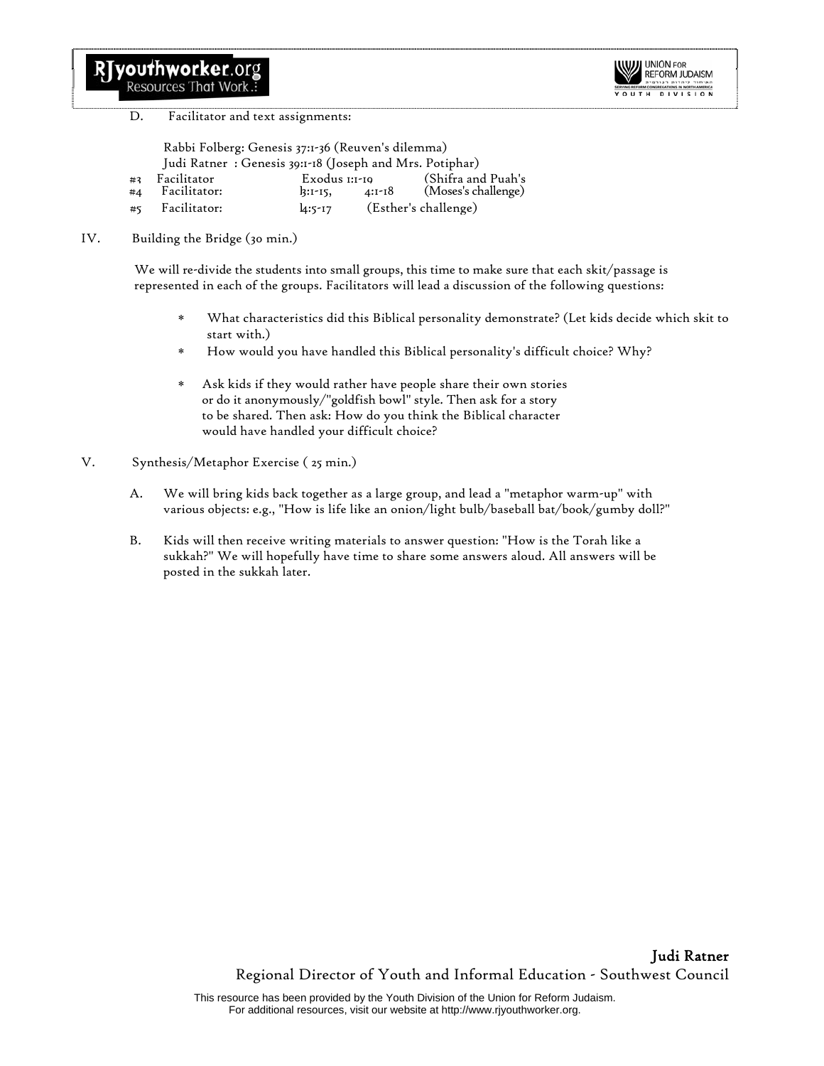D. Facilitator and text assignments:

Rabbi Folberg: Genesis 37:1-36 (Reuven's dilemma)
Judi Ratner : Genesis 39:1-18 (Joseph and Mrs. Potiphar)

| | | | |
|---|---|---|---|
| #3 | Facilitator | Exodus 1:1-19 | (Shifra and Puah's |
| #4 | Facilitator: | 3:1-15, 4:1-18 | (Moses's challenge) |
| #5 | Facilitator: | 4:5-17 | (Esther's challenge) |

IV. Building the Bridge (30 min.)

We will re-divide the students into small groups, this time to make sure that each skit/passage is represented in each of the groups. Facilitators will lead a discussion of the following questions:

* What characteristics did this Biblical personality demonstrate? (Let kids decide which skit to start with.)
* How would you have handled this Biblical personality's difficult choice? Why?
* Ask kids if they would rather have people share their own stories or do it anonymously/"goldfish bowl" style. Then ask for a story to be shared. Then ask: How do you think the Biblical character would have handled your difficult choice?

V. Synthesis/Metaphor Exercise ( 25 min.)

A. We will bring kids back together as a large group, and lead a "metaphor warm-up" with various objects: e.g., "How is life like an onion/light bulb/baseball bat/book/gumby doll?"

B. Kids will then receive writing materials to answer question: "How is the Torah like a sukkah?" We will hopefully have time to share some answers aloud. All answers will be posted in the sukkah later.

**Judi Ratner**
Regional Director of Youth and Informal Education - Southwest Council

This resource has been provided by the Youth Division of the Union for Reform Judaism.
For additional resources, visit our website at http://www.rjyouthworker.org.